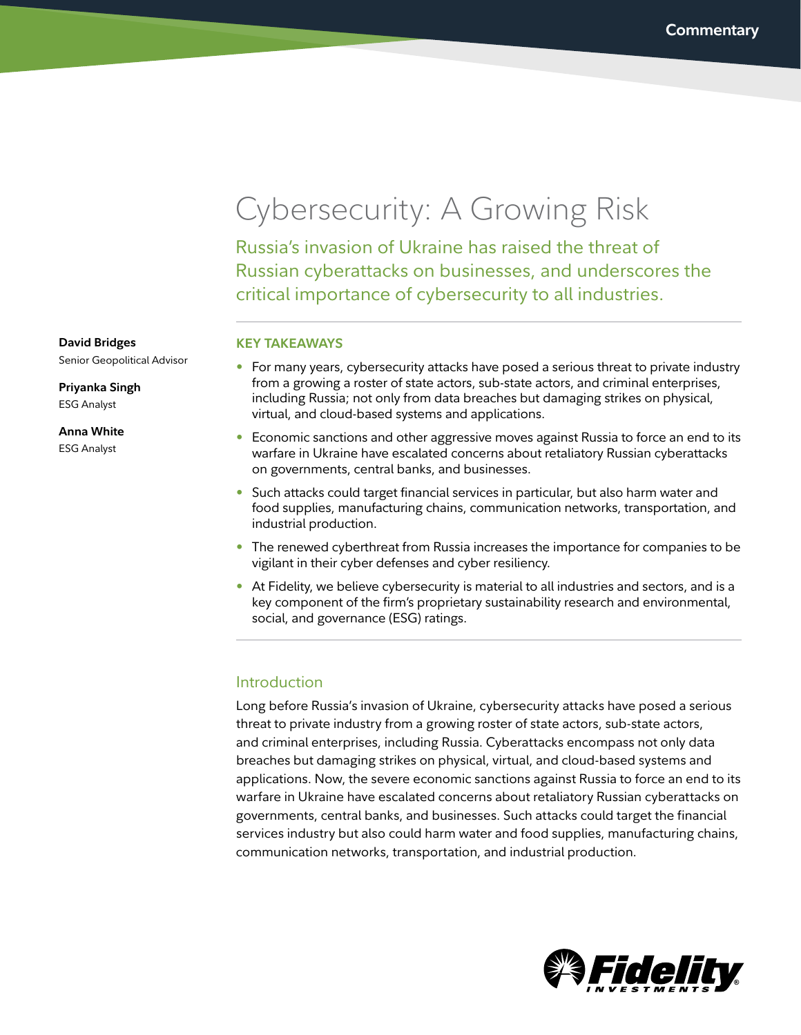Commentary

# Cybersecurity: A Growing Risk

Russia's invasion of Ukraine has raised the threat of Russian cyberattacks on businesses, and underscores the critical importance of cybersecurity to all industries.

**David Bridges**
Senior Geopolitical Advisor

**Priyanka Singh**
ESG Analyst

**Anna White**
ESG Analyst

## KEY TAKEAWAYS

- For many years, cybersecurity attacks have posed a serious threat to private industry from a growing a roster of state actors, sub-state actors, and criminal enterprises, including Russia; not only from data breaches but damaging strikes on physical, virtual, and cloud-based systems and applications.
- Economic sanctions and other aggressive moves against Russia to force an end to its warfare in Ukraine have escalated concerns about retaliatory Russian cyberattacks on governments, central banks, and businesses.
- Such attacks could target financial services in particular, but also harm water and food supplies, manufacturing chains, communication networks, transportation, and industrial production.
- The renewed cyberthreat from Russia increases the importance for companies to be vigilant in their cyber defenses and cyber resiliency.
- At Fidelity, we believe cybersecurity is material to all industries and sectors, and is a key component of the firm's proprietary sustainability research and environmental, social, and governance (ESG) ratings.

## Introduction

Long before Russia's invasion of Ukraine, cybersecurity attacks have posed a serious threat to private industry from a growing roster of state actors, sub-state actors, and criminal enterprises, including Russia. Cyberattacks encompass not only data breaches but damaging strikes on physical, virtual, and cloud-based systems and applications. Now, the severe economic sanctions against Russia to force an end to its warfare in Ukraine have escalated concerns about retaliatory Russian cyberattacks on governments, central banks, and businesses. Such attacks could target the financial services industry but also could harm water and food supplies, manufacturing chains, communication networks, transportation, and industrial production.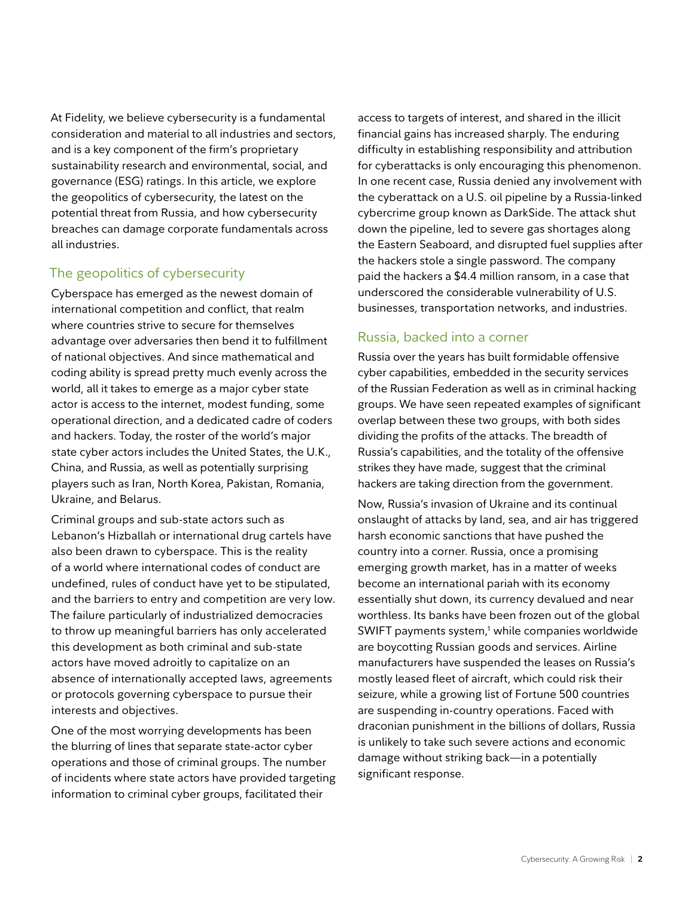At Fidelity, we believe cybersecurity is a fundamental consideration and material to all industries and sectors, and is a key component of the firm's proprietary sustainability research and environmental, social, and governance (ESG) ratings. In this article, we explore the geopolitics of cybersecurity, the latest on the potential threat from Russia, and how cybersecurity breaches can damage corporate fundamentals across all industries.

## The geopolitics of cybersecurity

Cyberspace has emerged as the newest domain of international competition and conflict, that realm where countries strive to secure for themselves advantage over adversaries then bend it to fulfillment of national objectives. And since mathematical and coding ability is spread pretty much evenly across the world, all it takes to emerge as a major cyber state actor is access to the internet, modest funding, some operational direction, and a dedicated cadre of coders and hackers. Today, the roster of the world's major state cyber actors includes the United States, the U.K., China, and Russia, as well as potentially surprising players such as Iran, North Korea, Pakistan, Romania, Ukraine, and Belarus.

Criminal groups and sub-state actors such as Lebanon's Hizballah or international drug cartels have also been drawn to cyberspace. This is the reality of a world where international codes of conduct are undefined, rules of conduct have yet to be stipulated, and the barriers to entry and competition are very low. The failure particularly of industrialized democracies to throw up meaningful barriers has only accelerated this development as both criminal and sub-state actors have moved adroitly to capitalize on an absence of internationally accepted laws, agreements or protocols governing cyberspace to pursue their interests and objectives.

One of the most worrying developments has been the blurring of lines that separate state-actor cyber operations and those of criminal groups. The number of incidents where state actors have provided targeting information to criminal cyber groups, facilitated their access to targets of interest, and shared in the illicit financial gains has increased sharply. The enduring difficulty in establishing responsibility and attribution for cyberattacks is only encouraging this phenomenon. In one recent case, Russia denied any involvement with the cyberattack on a U.S. oil pipeline by a Russia-linked cybercrime group known as DarkSide. The attack shut down the pipeline, led to severe gas shortages along the Eastern Seaboard, and disrupted fuel supplies after the hackers stole a single password. The company paid the hackers a $4.4 million ransom, in a case that underscored the considerable vulnerability of U.S. businesses, transportation networks, and industries.

## Russia, backed into a corner

Russia over the years has built formidable offensive cyber capabilities, embedded in the security services of the Russian Federation as well as in criminal hacking groups. We have seen repeated examples of significant overlap between these two groups, with both sides dividing the profits of the attacks. The breadth of Russia's capabilities, and the totality of the offensive strikes they have made, suggest that the criminal hackers are taking direction from the government.

Now, Russia's invasion of Ukraine and its continual onslaught of attacks by land, sea, and air has triggered harsh economic sanctions that have pushed the country into a corner. Russia, once a promising emerging growth market, has in a matter of weeks become an international pariah with its economy essentially shut down, its currency devalued and near worthless. Its banks have been frozen out of the global SWIFT payments system,[1] while companies worldwide are boycotting Russian goods and services. Airline manufacturers have suspended the leases on Russia's mostly leased fleet of aircraft, which could risk their seizure, while a growing list of Fortune 500 countries are suspending in-country operations. Faced with draconian punishment in the billions of dollars, Russia is unlikely to take such severe actions and economic damage without striking back—in a potentially significant response.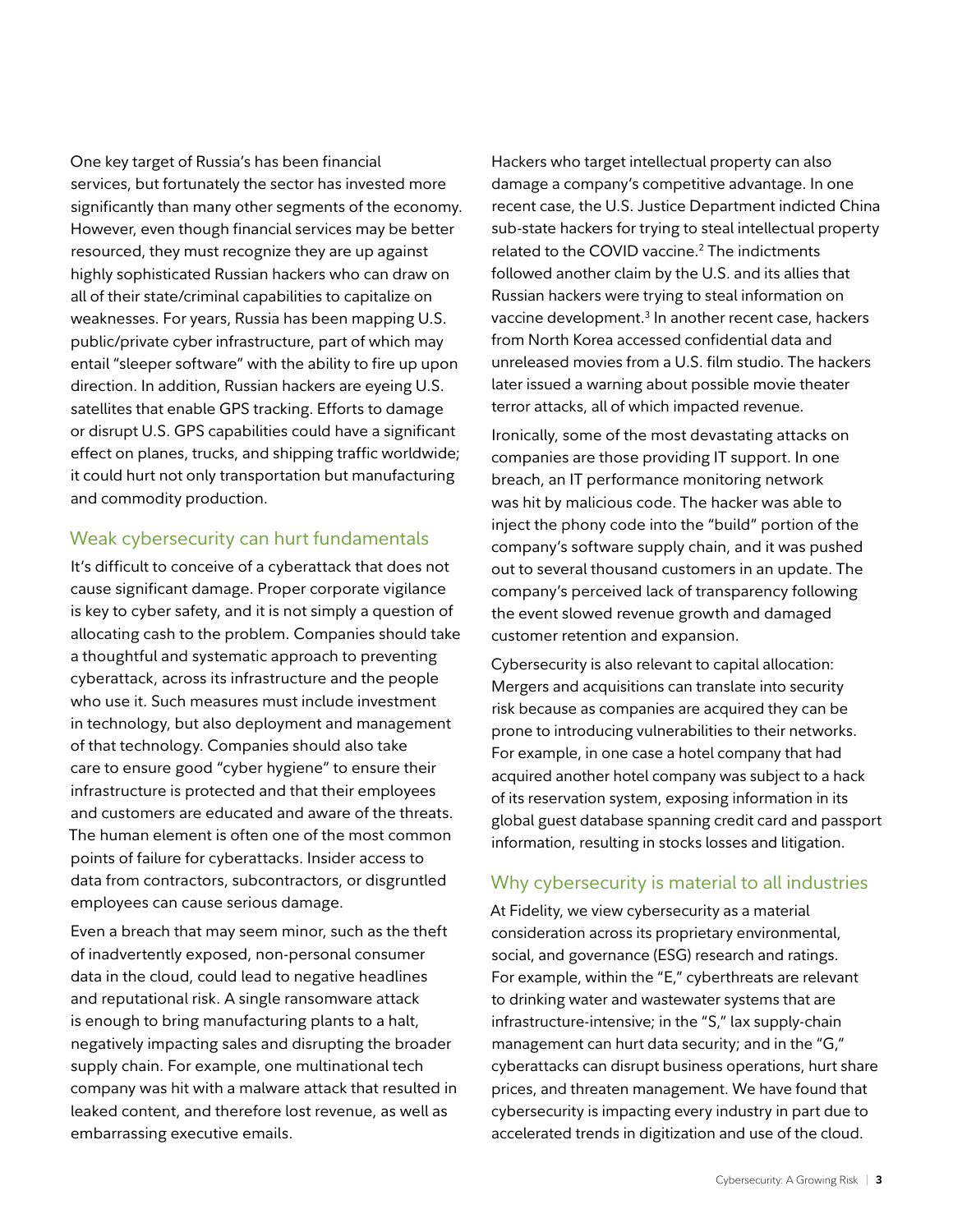One key target of Russia's has been financial services, but fortunately the sector has invested more significantly than many other segments of the economy. However, even though financial services may be better resourced, they must recognize they are up against highly sophisticated Russian hackers who can draw on all of their state/criminal capabilities to capitalize on weaknesses. For years, Russia has been mapping U.S. public/private cyber infrastructure, part of which may entail "sleeper software" with the ability to fire up upon direction. In addition, Russian hackers are eyeing U.S. satellites that enable GPS tracking. Efforts to damage or disrupt U.S. GPS capabilities could have a significant effect on planes, trucks, and shipping traffic worldwide; it could hurt not only transportation but manufacturing and commodity production.

## Weak cybersecurity can hurt fundamentals

It's difficult to conceive of a cyberattack that does not cause significant damage. Proper corporate vigilance is key to cyber safety, and it is not simply a question of allocating cash to the problem. Companies should take a thoughtful and systematic approach to preventing cyberattack, across its infrastructure and the people who use it. Such measures must include investment in technology, but also deployment and management of that technology. Companies should also take care to ensure good "cyber hygiene" to ensure their infrastructure is protected and that their employees and customers are educated and aware of the threats. The human element is often one of the most common points of failure for cyberattacks. Insider access to data from contractors, subcontractors, or disgruntled employees can cause serious damage.

Even a breach that may seem minor, such as the theft of inadvertently exposed, non-personal consumer data in the cloud, could lead to negative headlines and reputational risk. A single ransomware attack is enough to bring manufacturing plants to a halt, negatively impacting sales and disrupting the broader supply chain. For example, one multinational tech company was hit with a malware attack that resulted in leaked content, and therefore lost revenue, as well as embarrassing executive emails.

Hackers who target intellectual property can also damage a company's competitive advantage. In one recent case, the U.S. Justice Department indicted China sub-state hackers for trying to steal intellectual property related to the COVID vaccine.[2] The indictments followed another claim by the U.S. and its allies that Russian hackers were trying to steal information on vaccine development.[3] In another recent case, hackers from North Korea accessed confidential data and unreleased movies from a U.S. film studio. The hackers later issued a warning about possible movie theater terror attacks, all of which impacted revenue.

Ironically, some of the most devastating attacks on companies are those providing IT support. In one breach, an IT performance monitoring network was hit by malicious code. The hacker was able to inject the phony code into the "build" portion of the company's software supply chain, and it was pushed out to several thousand customers in an update. The company's perceived lack of transparency following the event slowed revenue growth and damaged customer retention and expansion.

Cybersecurity is also relevant to capital allocation: Mergers and acquisitions can translate into security risk because as companies are acquired they can be prone to introducing vulnerabilities to their networks. For example, in one case a hotel company that had acquired another hotel company was subject to a hack of its reservation system, exposing information in its global guest database spanning credit card and passport information, resulting in stocks losses and litigation.

## Why cybersecurity is material to all industries

At Fidelity, we view cybersecurity as a material consideration across its proprietary environmental, social, and governance (ESG) research and ratings. For example, within the "E," cyberthreats are relevant to drinking water and wastewater systems that are infrastructure-intensive; in the "S," lax supply-chain management can hurt data security; and in the "G," cyberattacks can disrupt business operations, hurt share prices, and threaten management. We have found that cybersecurity is impacting every industry in part due to accelerated trends in digitization and use of the cloud.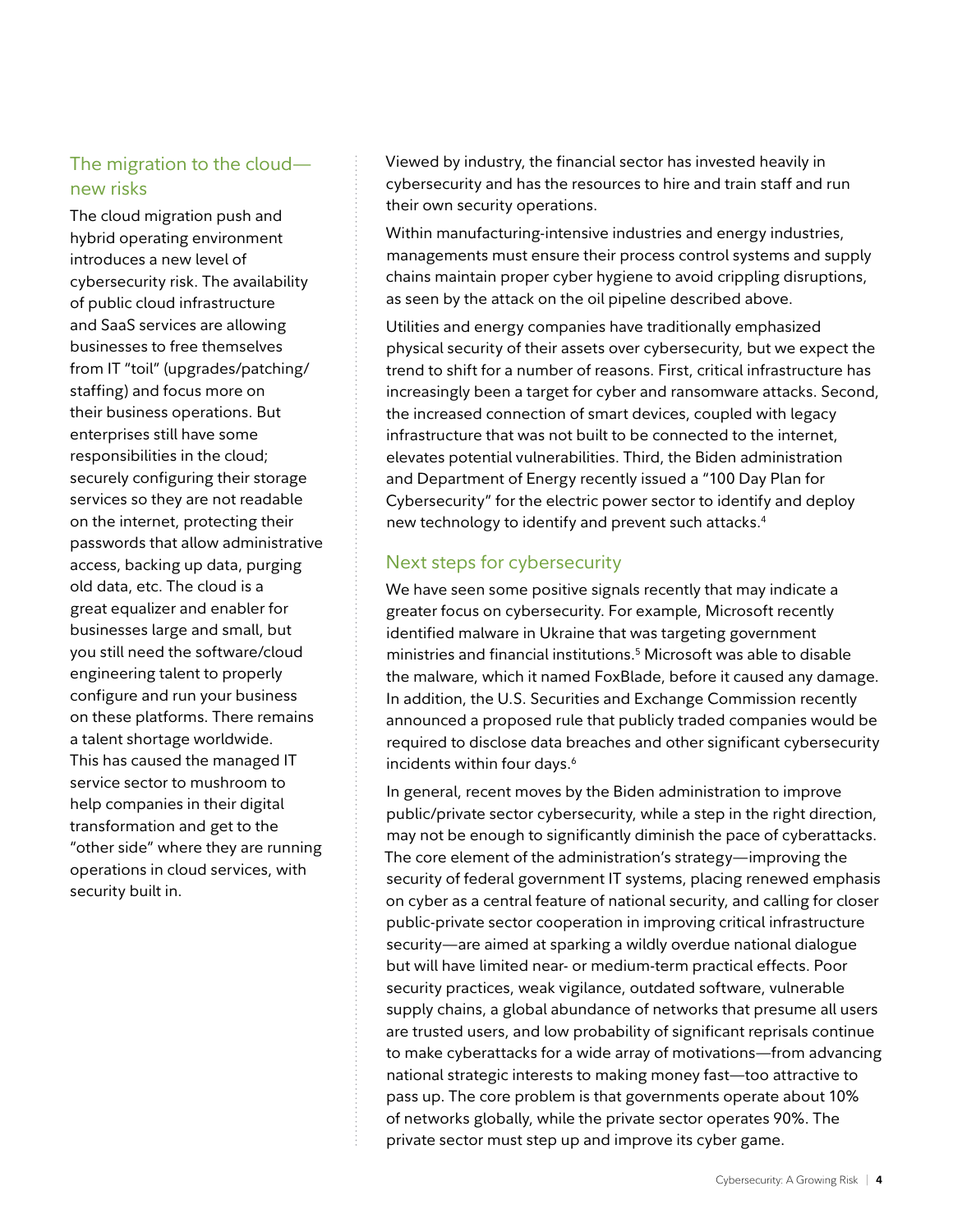## The migration to the cloud—new risks

The cloud migration push and hybrid operating environment introduces a new level of cybersecurity risk. The availability of public cloud infrastructure and SaaS services are allowing businesses to free themselves from IT "toil" (upgrades/patching/staffing) and focus more on their business operations. But enterprises still have some responsibilities in the cloud; securely configuring their storage services so they are not readable on the internet, protecting their passwords that allow administrative access, backing up data, purging old data, etc. The cloud is a great equalizer and enabler for businesses large and small, but you still need the software/cloud engineering talent to properly configure and run your business on these platforms. There remains a talent shortage worldwide. This has caused the managed IT service sector to mushroom to help companies in their digital transformation and get to the "other side" where they are running operations in cloud services, with security built in.

Viewed by industry, the financial sector has invested heavily in cybersecurity and has the resources to hire and train staff and run their own security operations.

Within manufacturing-intensive industries and energy industries, managements must ensure their process control systems and supply chains maintain proper cyber hygiene to avoid crippling disruptions, as seen by the attack on the oil pipeline described above.

Utilities and energy companies have traditionally emphasized physical security of their assets over cybersecurity, but we expect the trend to shift for a number of reasons. First, critical infrastructure has increasingly been a target for cyber and ransomware attacks. Second, the increased connection of smart devices, coupled with legacy infrastructure that was not built to be connected to the internet, elevates potential vulnerabilities. Third, the Biden administration and Department of Energy recently issued a "100 Day Plan for Cybersecurity" for the electric power sector to identify and deploy new technology to identify and prevent such attacks.[4]

## Next steps for cybersecurity

We have seen some positive signals recently that may indicate a greater focus on cybersecurity. For example, Microsoft recently identified malware in Ukraine that was targeting government ministries and financial institutions.[5] Microsoft was able to disable the malware, which it named FoxBlade, before it caused any damage. In addition, the U.S. Securities and Exchange Commission recently announced a proposed rule that publicly traded companies would be required to disclose data breaches and other significant cybersecurity incidents within four days.[6]

In general, recent moves by the Biden administration to improve public/private sector cybersecurity, while a step in the right direction, may not be enough to significantly diminish the pace of cyberattacks. The core element of the administration's strategy—improving the security of federal government IT systems, placing renewed emphasis on cyber as a central feature of national security, and calling for closer public-private sector cooperation in improving critical infrastructure security—are aimed at sparking a wildly overdue national dialogue but will have limited near- or medium-term practical effects. Poor security practices, weak vigilance, outdated software, vulnerable supply chains, a global abundance of networks that presume all users are trusted users, and low probability of significant reprisals continue to make cyberattacks for a wide array of motivations—from advancing national strategic interests to making money fast—too attractive to pass up. The core problem is that governments operate about 10% of networks globally, while the private sector operates 90%. The private sector must step up and improve its cyber game.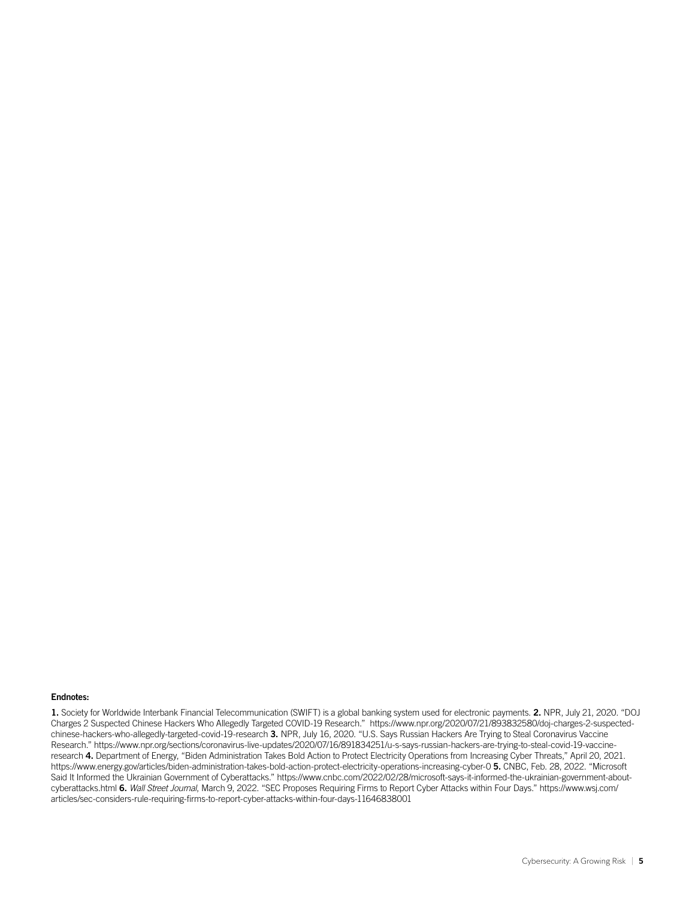**Endnotes:**

**1.** Society for Worldwide Interbank Financial Telecommunication (SWIFT) is a global banking system used for electronic payments. **2.** NPR, July 21, 2020. "DOJ Charges 2 Suspected Chinese Hackers Who Allegedly Targeted COVID-19 Research." https://www.npr.org/2020/07/21/893832580/doj-charges-2-suspected-chinese-hackers-who-allegedly-targeted-covid-19-research **3.** NPR, July 16, 2020. "U.S. Says Russian Hackers Are Trying to Steal Coronavirus Vaccine Research." https://www.npr.org/sections/coronavirus-live-updates/2020/07/16/891834251/u-s-says-russian-hackers-are-trying-to-steal-covid-19-vaccine-research **4.** Department of Energy, "Biden Administration Takes Bold Action to Protect Electricity Operations from Increasing Cyber Threats," April 20, 2021. https://www.energy.gov/articles/biden-administration-takes-bold-action-protect-electricity-operations-increasing-cyber-0 **5.** CNBC, Feb. 28, 2022. "Microsoft Said It Informed the Ukrainian Government of Cyberattacks." https://www.cnbc.com/2022/02/28/microsoft-says-it-informed-the-ukrainian-government-about-cyberattacks.html **6.** *Wall Street Journal*, March 9, 2022. "SEC Proposes Requiring Firms to Report Cyber Attacks within Four Days." https://www.wsj.com/articles/sec-considers-rule-requiring-firms-to-report-cyber-attacks-within-four-days-11646838001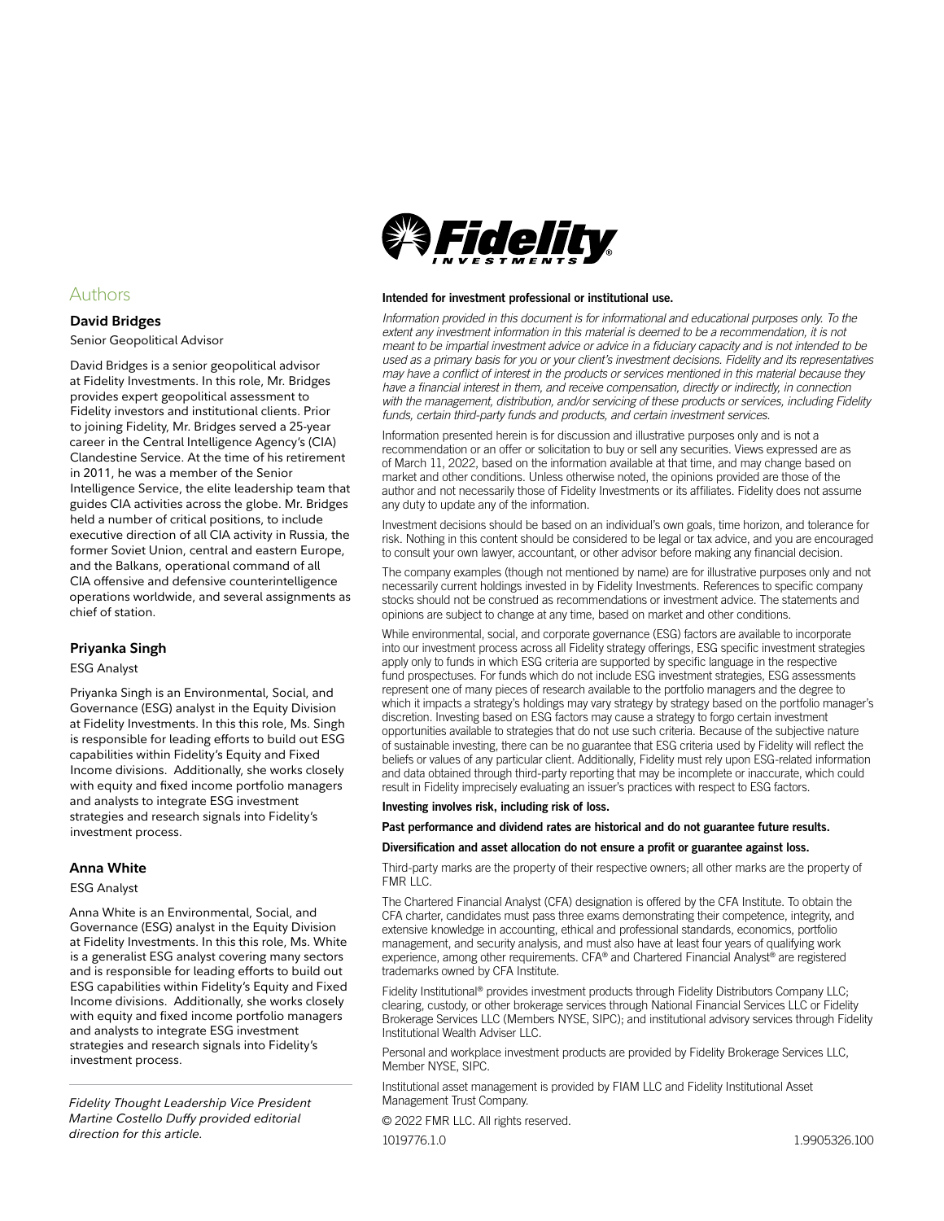## Authors

### David Bridges

Senior Geopolitical Advisor

David Bridges is a senior geopolitical advisor at Fidelity Investments. In this role, Mr. Bridges provides expert geopolitical assessment to Fidelity investors and institutional clients. Prior to joining Fidelity, Mr. Bridges served a 25-year career in the Central Intelligence Agency's (CIA) Clandestine Service. At the time of his retirement in 2011, he was a member of the Senior Intelligence Service, the elite leadership team that guides CIA activities across the globe. Mr. Bridges held a number of critical positions, to include executive direction of all CIA activity in Russia, the former Soviet Union, central and eastern Europe, and the Balkans, operational command of all CIA offensive and defensive counterintelligence operations worldwide, and several assignments as chief of station.

### Priyanka Singh

ESG Analyst

Priyanka Singh is an Environmental, Social, and Governance (ESG) analyst in the Equity Division at Fidelity Investments. In this this role, Ms. Singh is responsible for leading efforts to build out ESG capabilities within Fidelity's Equity and Fixed Income divisions. Additionally, she works closely with equity and fixed income portfolio managers and analysts to integrate ESG investment strategies and research signals into Fidelity's investment process.

### Anna White

ESG Analyst

Anna White is an Environmental, Social, and Governance (ESG) analyst in the Equity Division at Fidelity Investments. In this this role, Ms. White is a generalist ESG analyst covering many sectors and is responsible for leading efforts to build out ESG capabilities within Fidelity's Equity and Fixed Income divisions. Additionally, she works closely with equity and fixed income portfolio managers and analysts to integrate ESG investment strategies and research signals into Fidelity's investment process.

*Fidelity Thought Leadership Vice President Martine Costello Duffy provided editorial direction for this article.*

**Intended for investment professional or institutional use.**

*Information provided in this document is for informational and educational purposes only. To the extent any investment information in this material is deemed to be a recommendation, it is not meant to be impartial investment advice or advice in a fiduciary capacity and is not intended to be used as a primary basis for you or your client's investment decisions. Fidelity and its representatives may have a conflict of interest in the products or services mentioned in this material because they have a financial interest in them, and receive compensation, directly or indirectly, in connection with the management, distribution, and/or servicing of these products or services, including Fidelity funds, certain third-party funds and products, and certain investment services.*

Information presented herein is for discussion and illustrative purposes only and is not a recommendation or an offer or solicitation to buy or sell any securities. Views expressed are as of March 11, 2022, based on the information available at that time, and may change based on market and other conditions. Unless otherwise noted, the opinions provided are those of the author and not necessarily those of Fidelity Investments or its affiliates. Fidelity does not assume any duty to update any of the information.

Investment decisions should be based on an individual's own goals, time horizon, and tolerance for risk. Nothing in this content should be considered to be legal or tax advice, and you are encouraged to consult your own lawyer, accountant, or other advisor before making any financial decision.

The company examples (though not mentioned by name) are for illustrative purposes only and not necessarily current holdings invested in by Fidelity Investments. References to specific company stocks should not be construed as recommendations or investment advice. The statements and opinions are subject to change at any time, based on market and other conditions.

While environmental, social, and corporate governance (ESG) factors are available to incorporate into our investment process across all Fidelity strategy offerings, ESG specific investment strategies apply only to funds in which ESG criteria are supported by specific language in the respective fund prospectuses. For funds which do not include ESG investment strategies, ESG assessments represent one of many pieces of research available to the portfolio managers and the degree to which it impacts a strategy's holdings may vary strategy by strategy based on the portfolio manager's discretion. Investing based on ESG factors may cause a strategy to forgo certain investment opportunities available to strategies that do not use such criteria. Because of the subjective nature of sustainable investing, there can be no guarantee that ESG criteria used by Fidelity will reflect the beliefs or values of any particular client. Additionally, Fidelity must rely upon ESG-related information and data obtained through third-party reporting that may be incomplete or inaccurate, which could result in Fidelity imprecisely evaluating an issuer's practices with respect to ESG factors.

**Investing involves risk, including risk of loss.**

**Past performance and dividend rates are historical and do not guarantee future results.**

**Diversification and asset allocation do not ensure a profit or guarantee against loss.**

Third-party marks are the property of their respective owners; all other marks are the property of FMR LLC.

The Chartered Financial Analyst (CFA) designation is offered by the CFA Institute. To obtain the CFA charter, candidates must pass three exams demonstrating their competence, integrity, and extensive knowledge in accounting, ethical and professional standards, economics, portfolio management, and security analysis, and must also have at least four years of qualifying work experience, among other requirements. CFA® and Chartered Financial Analyst® are registered trademarks owned by CFA Institute.

Fidelity Institutional® provides investment products through Fidelity Distributors Company LLC; clearing, custody, or other brokerage services through National Financial Services LLC or Fidelity Brokerage Services LLC (Members NYSE, SIPC); and institutional advisory services through Fidelity Institutional Wealth Adviser LLC.

Personal and workplace investment products are provided by Fidelity Brokerage Services LLC, Member NYSE, SIPC.

Institutional asset management is provided by FIAM LLC and Fidelity Institutional Asset Management Trust Company.

© 2022 FMR LLC. All rights reserved.

1019776.1.0 1.9905326.100